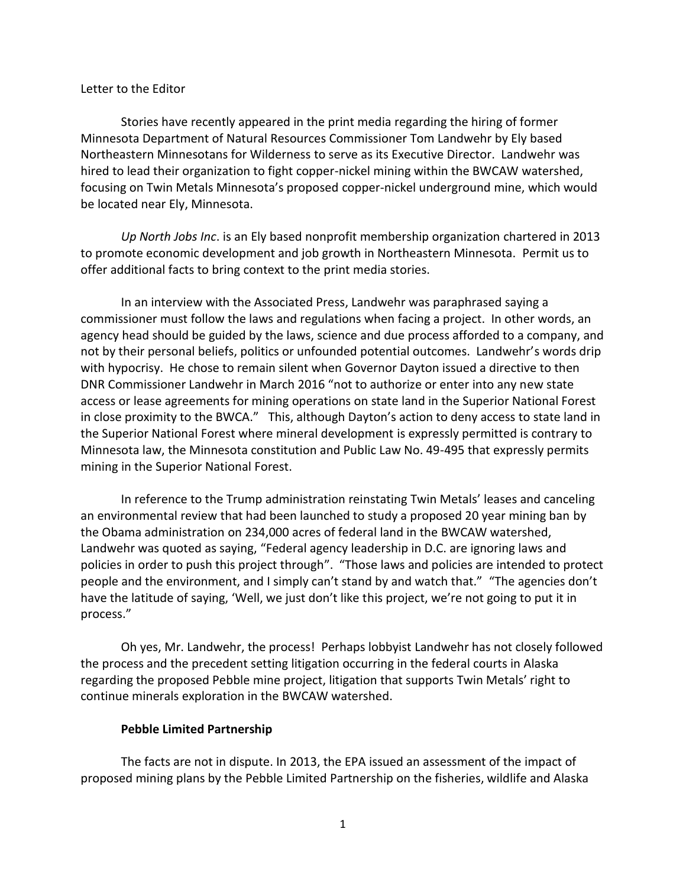Letter to the Editor

Stories have recently appeared in the print media regarding the hiring of former Minnesota Department of Natural Resources Commissioner Tom Landwehr by Ely based Northeastern Minnesotans for Wilderness to serve as its Executive Director. Landwehr was hired to lead their organization to fight copper-nickel mining within the BWCAW watershed, focusing on Twin Metals Minnesota's proposed copper-nickel underground mine, which would be located near Ely, Minnesota.

*Up North Jobs Inc*. is an Ely based nonprofit membership organization chartered in 2013 to promote economic development and job growth in Northeastern Minnesota. Permit us to offer additional facts to bring context to the print media stories.

In an interview with the Associated Press, Landwehr was paraphrased saying a commissioner must follow the laws and regulations when facing a project. In other words, an agency head should be guided by the laws, science and due process afforded to a company, and not by their personal beliefs, politics or unfounded potential outcomes. Landwehr's words drip with hypocrisy. He chose to remain silent when Governor Dayton issued a directive to then DNR Commissioner Landwehr in March 2016 "not to authorize or enter into any new state access or lease agreements for mining operations on state land in the Superior National Forest in close proximity to the BWCA." This, although Dayton's action to deny access to state land in the Superior National Forest where mineral development is expressly permitted is contrary to Minnesota law, the Minnesota constitution and Public Law No. 49-495 that expressly permits mining in the Superior National Forest.

In reference to the Trump administration reinstating Twin Metals' leases and canceling an environmental review that had been launched to study a proposed 20 year mining ban by the Obama administration on 234,000 acres of federal land in the BWCAW watershed, Landwehr was quoted as saying, "Federal agency leadership in D.C. are ignoring laws and policies in order to push this project through". "Those laws and policies are intended to protect people and the environment, and I simply can't stand by and watch that." "The agencies don't have the latitude of saying, 'Well, we just don't like this project, we're not going to put it in process."

Oh yes, Mr. Landwehr, the process! Perhaps lobbyist Landwehr has not closely followed the process and the precedent setting litigation occurring in the federal courts in Alaska regarding the proposed Pebble mine project, litigation that supports Twin Metals' right to continue minerals exploration in the BWCAW watershed.

**Pebble Limited Partnership**

The facts are not in dispute. In 2013, the EPA issued an assessment of the impact of proposed mining plans by the Pebble Limited Partnership on the fisheries, wildlife and Alaska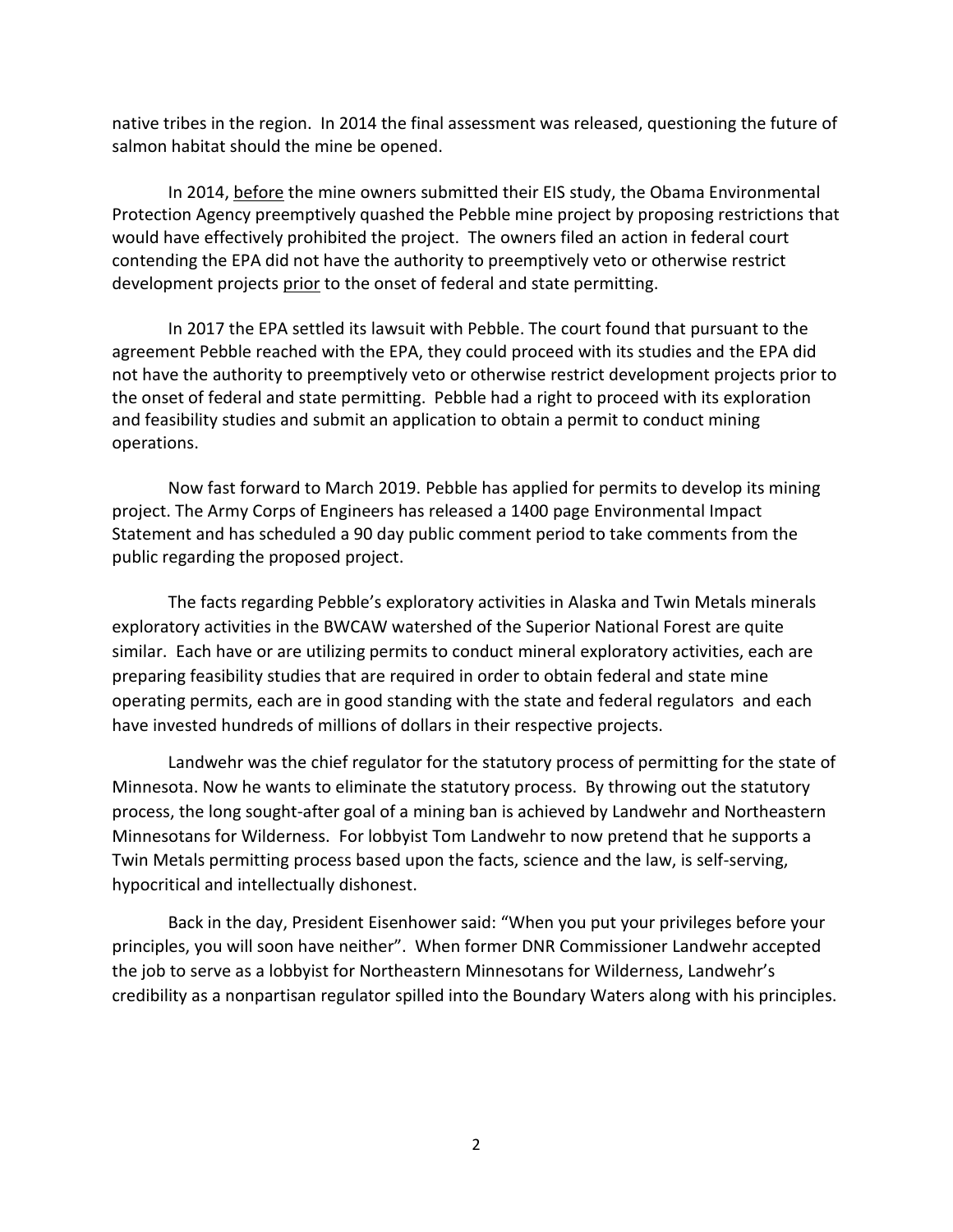native tribes in the region. In 2014 the final assessment was released, questioning the future of salmon habitat should the mine be opened.

In 2014, before the mine owners submitted their EIS study, the Obama Environmental Protection Agency preemptively quashed the Pebble mine project by proposing restrictions that would have effectively prohibited the project. The owners filed an action in federal court contending the EPA did not have the authority to preemptively veto or otherwise restrict development projects prior to the onset of federal and state permitting.

In 2017 the EPA settled its lawsuit with Pebble. The court found that pursuant to the agreement Pebble reached with the EPA, they could proceed with its studies and the EPA did not have the authority to preemptively veto or otherwise restrict development projects prior to the onset of federal and state permitting. Pebble had a right to proceed with its exploration and feasibility studies and submit an application to obtain a permit to conduct mining operations.

Now fast forward to March 2019. Pebble has applied for permits to develop its mining project. The Army Corps of Engineers has released a 1400 page Environmental Impact Statement and has scheduled a 90 day public comment period to take comments from the public regarding the proposed project.

The facts regarding Pebble's exploratory activities in Alaska and Twin Metals minerals exploratory activities in the BWCAW watershed of the Superior National Forest are quite similar. Each have or are utilizing permits to conduct mineral exploratory activities, each are preparing feasibility studies that are required in order to obtain federal and state mine operating permits, each are in good standing with the state and federal regulators and each have invested hundreds of millions of dollars in their respective projects.

Landwehr was the chief regulator for the statutory process of permitting for the state of Minnesota. Now he wants to eliminate the statutory process. By throwing out the statutory process, the long sought-after goal of a mining ban is achieved by Landwehr and Northeastern Minnesotans for Wilderness. For lobbyist Tom Landwehr to now pretend that he supports a Twin Metals permitting process based upon the facts, science and the law, is self-serving, hypocritical and intellectually dishonest.

Back in the day, President Eisenhower said: "When you put your privileges before your principles, you will soon have neither". When former DNR Commissioner Landwehr accepted the job to serve as a lobbyist for Northeastern Minnesotans for Wilderness, Landwehr's credibility as a nonpartisan regulator spilled into the Boundary Waters along with his principles.